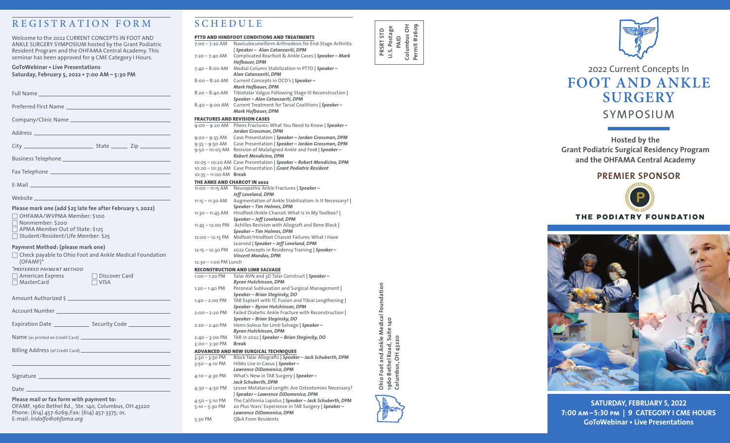# REGISTRATION FORM

Welcome to the 2022 CURRENT CONCEPTS IN FOOT AND ANKLE SURGERY SYMPOSIUM hosted by the Grant Podiatric Resident Program and the OHFAMA Central Academy. This seminar has been approved for 9 CME Category I Hours.

**GoToWebinar • Live Presentations**
**Saturday, February 5, 2022 • 7:00 AM – 5:30 PM**

Full Name ______________________

Preferred First Name ______________________

Company/Clinic Name ______________________

Address ______________________

City ____________ State ______ Zip ________

Business Telephone ______________________

Fax Telephone ______________________

E-Mail ______________________

Website ______________________

**Please mark one (add $25 late fee after February 1, 2022)**

- ☐ OHFAMA/WVPMA Member: $100
- ☐ Nonmember: $200
- ☐ APMA Member Out of State: $125
- ☐ Student/Resident/Life Member: $25

**Payment Method: (please mark one)**

- ☐ Check payable to Ohio Foot and Ankle Medical Foundation (OFAMF)*

*PREFERRED PAYMENT METHOD

- ☐ American Express
- ☐ Discover Card
- ☐ MasterCard
- ☐ VISA

Amount Authorized $ ______________________

Account Number ______________________

Expiration Date ____________ Security Code ____________

Name (as printed on Credit Card) ______________________

Billing Address (of Credit Card) ______________________

______________________

Signature ______________________

Date ______________________

**Please mail or fax form with payment to:**
OFAMF, 1960 Bethel Rd., Ste. 140, Columbus, OH 43220
Phone: (614) 457-6269;Fax: (614) 457-3375; or,
E-mail: *lridolfo@ohfama.org*

# SCHEDULE

### PTTD AND HINDFOOT CONDITIONS AND TREATMENTS

| Time | Topic |
|---|---|
| 7:00 – 7:20 AM | Naviculocuneiform Arthrodesis for End-Stage Arthritis \| ***Speaker – Alan Catanzariti, DPM*** |
| 7:20 – 7:40 AM | Complicated Rearfoot & Ankle Cases \| ***Speaker – Mark Hofbauer, DPM*** |
| 7:40 – 8:00 AM | Medial Column Stabilization in PTTD \| ***Speaker – Alan Catanzariti, DPM*** |
| 8:00 – 8:20 AM | Current Concepts in OCD's \| ***Speaker – Mark Hofbauer, DPM*** |
| 8:20 – 8:40 AM | Tibiotalar Valgus Following Stage III Reconstruction \| ***Speaker – Alan Catanzariti, DPM*** |
| 8:40 – 9:00 AM | Current Treatment for Tarsal Coalitions \| ***Speaker – Mark Hofbauer, DPM*** |

### FRACTURES AND REVISION CASES

| Time | Topic |
|---|---|
| 9:00 – 9:20 AM | Pilons Fractures: What You Need to Know \| ***Speaker – Jordan Grossman, DPM*** |
| 9:20 – 9:35 AM | Case Presentation \| ***Speaker – Jordan Grossman, DPM*** |
| 9:35 – 9:50 AM | Case Presentation \| ***Speaker – Jordan Grossman, DPM*** |
| 9:50 – 10:05 AM | Revision of Malaligned Ankle and Foot \| ***Speaker – Robert Mendicino, DPM*** |
| 10:05 – 10:20 AM | Case Presentation \| ***Speaker – Robert Mendicino, DPM*** |
| 10:20 – 10:35 AM | Case Presentation \| ***Grant Podiatric Resident*** |
| 10:35 – 11:00 AM | **Break** |

### THE ANKE AND CHARCOT IN 2022

| Time | Topic |
|---|---|
| 11:00 – 11:15 AM | Neuropathic Ankle Fractures \| ***Speaker – Jeff Loveland, DPM*** |
| 11:15 – 11:30 AM | Augmentation of Ankle Stabilization: Is It Necessary? \| ***Speaker – Tim Holmes, DPM*** |
| 11:30 – 11:45 AM | Hindfoot/Ankle Charcot: What Is In My Toolbox? \| ***Speaker – Jeff Loveland, DPM*** |
| 11:45 – 12:00 PM | Achilles Revision with Allograft and Bone Block \| ***Speaker – Tim Holmes, DPM*** |
| 12:00 – 12:15 PM | Midfoot/Hindfoot Charcot Failures: What I Have Learned \| ***Speaker – Jeff Loveland, DPM*** |
| 12:15 – 12:30 PM | 2022 Concepts in Residency Training \| ***Speaker – Vincent Mandas, DPM*** |
| 12:30 – 1:00 PM | Lunch |

### RECONSTRUCTION AND LIMB SALVAGE

| Time | Topic |
|---|---|
| 1:00 – 1:20 PM | Talar AVN and 3D Talar Construct \| ***Speaker – Byron Hutchinson, DPM*** |
| 1:20 – 1:40 PM | Peroneal Subluxation and Surgical Management \| ***Speaker – Brian Steginsky, DO*** |
| 1:40 – 2:00 PM | TAR Explant with TC Fusion and Tibial Lengthening \| ***Speaker – Byron Hutchinson, DPM*** |
| 2:00 – 2:20 PM | Failed Diabetic Ankle Fracture with Reconstruction \| ***Speaker – Brian Steginsky, DO*** |
| 2:20 – 2:40 PM | Hemi-Soleus for Limb Salvage \| ***Speaker – Byron Hutchinson, DPM*** |
| 2:40 – 3:00 PM | TAR in 2022 \| ***Speaker – Brian Steginsky, DO*** |
| 3:00 – 3:30 PM | **Break** |

### ADVANCED AND NEW SURGICAL TECHNIQUES

| Time | Topic |
|---|---|
| 3:30 – 3:50 PM | Block Talar Allografts \| ***Speaker – Jack Schuberth, DPM*** |
| 3:50 – 4:10 PM | Hibbs Use in Cavus \| ***Speaker – Lawrence DiDomenico, DPM*** |
| 4:10 – 4:30 PM | What's New in TAR Surgery \| ***Speaker – Jack Schuberth, DPM*** |
| 4:30 – 4:50 PM | Lesser Metatarsal Length: Are Osteotomies Necessary? \| ***Speaker – Lawrence DiDomenico, DPM*** |
| 4:50 – 5:10 PM | The California Lapidus \| ***Speaker – Jack Schuberth, DPM*** |
| 5:10 – 5:30 PM | 20 Plus Years' Experience in TAR Surgery \| ***Speaker – Lawrence DiDomenico, DPM*** |
| 5:30 PM | Q&A From Residents |

**PRSRT STD**
**U.S. Postage**
**PAID**
**Columbus OH**
**Permit #2609**

**Ohio Foot and Ankle Medical Foundation**
**1960 Bethel Road, Suite 140**
**Columbus, OH 43220**

2022 Current Concepts In

# FOOT AND ANKLE SURGERY SYMPOSIUM

**Hosted by the Grant Podiatric Surgical Residency Program and the OHFAMA Central Academy**

## PREMIER SPONSOR

**THE PODIATRY FOUNDATION**

**SATURDAY, FEBRUARY 5, 2022**
**7:00 AM – 5:30 PM | 9 CATEGORY I CME HOURS**
**GoToWebinar • Live Presentations**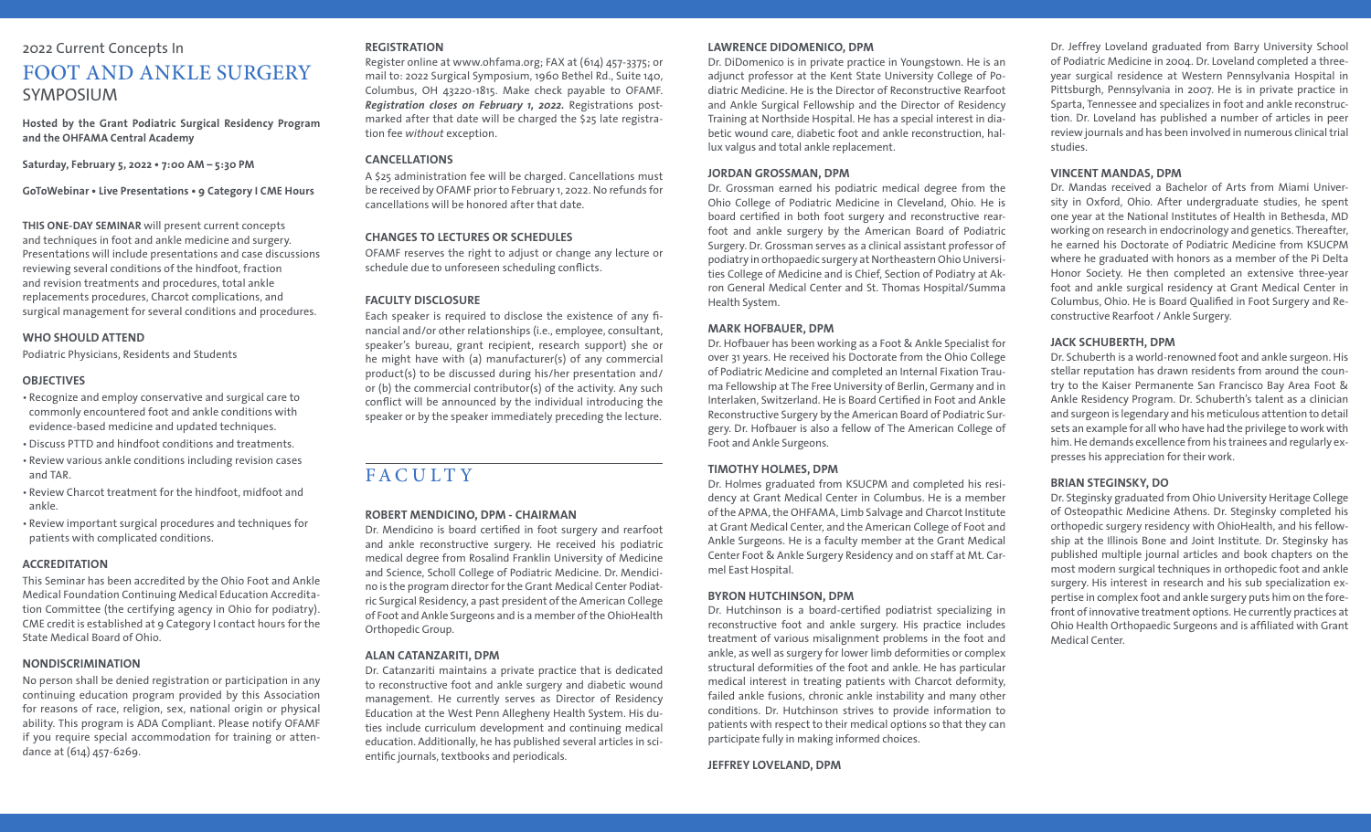2022 Current Concepts In

# FOOT AND ANKLE SURGERY SYMPOSIUM

**Hosted by the Grant Podiatric Surgical Residency Program and the OHFAMA Central Academy**

**Saturday, February 5, 2022 • 7:00 AM – 5:30 PM**

**GoToWebinar • Live Presentations • 9 Category I CME Hours**

**THIS ONE-DAY SEMINAR** will present current concepts and techniques in foot and ankle medicine and surgery. Presentations will include presentations and case discussions reviewing several conditions of the hindfoot, fraction and revision treatments and procedures, total ankle replacements procedures, Charcot complications, and surgical management for several conditions and procedures.

### WHO SHOULD ATTEND

Podiatric Physicians, Residents and Students

### OBJECTIVES

- Recognize and employ conservative and surgical care to commonly encountered foot and ankle conditions with evidence-based medicine and updated techniques.
- Discuss PTTD and hindfoot conditions and treatments.
- Review various ankle conditions including revision cases and TAR.
- Review Charcot treatment for the hindfoot, midfoot and ankle.
- Review important surgical procedures and techniques for patients with complicated conditions.

### ACCREDITATION

This Seminar has been accredited by the Ohio Foot and Ankle Medical Foundation Continuing Medical Education Accreditation Committee (the certifying agency in Ohio for podiatry). CME credit is established at 9 Category I contact hours for the State Medical Board of Ohio.

### NONDISCRIMINATION

No person shall be denied registration or participation in any continuing education program provided by this Association for reasons of race, religion, sex, national origin or physical ability. This program is ADA Compliant. Please notify OFAMF if you require special accommodation for training or attendance at (614) 457-6269.

### REGISTRATION

Register online at www.ohfama.org; FAX at (614) 457-3375; or mail to: 2022 Surgical Symposium, 1960 Bethel Rd., Suite 140, Columbus, OH 43220-1815. Make check payable to OFAMF. ***Registration closes on February 1, 2022.*** Registrations postmarked after that date will be charged the $25 late registration fee *without* exception.

### CANCELLATIONS

A $25 administration fee will be charged. Cancellations must be received by OFAMF prior to February 1, 2022. No refunds for cancellations will be honored after that date.

### CHANGES TO LECTURES OR SCHEDULES

OFAMF reserves the right to adjust or change any lecture or schedule due to unforeseen scheduling conflicts.

### FACULTY DISCLOSURE

Each speaker is required to disclose the existence of any financial and/or other relationships (i.e., employee, consultant, speaker's bureau, grant recipient, research support) she or he might have with (a) manufacturer(s) of any commercial product(s) to be discussed during his/her presentation and/or (b) the commercial contributor(s) of the activity. Any such conflict will be announced by the individual introducing the speaker or by the speaker immediately preceding the lecture.

## FACULTY

### ROBERT MENDICINO, DPM - CHAIRMAN

Dr. Mendicino is board certified in foot surgery and rearfoot and ankle reconstructive surgery. He received his podiatric medical degree from Rosalind Franklin University of Medicine and Science, Scholl College of Podiatric Medicine. Dr. Mendicino is the program director for the Grant Medical Center Podiatric Surgical Residency, a past president of the American College of Foot and Ankle Surgeons and is a member of the OhioHealth Orthopedic Group.

### ALAN CATANZARITI, DPM

Dr. Catanzariti maintains a private practice that is dedicated to reconstructive foot and ankle surgery and diabetic wound management. He currently serves as Director of Residency Education at the West Penn Allegheny Health System. His duties include curriculum development and continuing medical education. Additionally, he has published several articles in scientific journals, textbooks and periodicals.

### LAWRENCE DIDOMENICO, DPM

Dr. DiDomenico is in private practice in Youngstown. He is an adjunct professor at the Kent State University College of Podiatric Medicine. He is the Director of Reconstructive Rearfoot and Ankle Surgical Fellowship and the Director of Residency Training at Northside Hospital. He has a special interest in diabetic wound care, diabetic foot and ankle reconstruction, hallux valgus and total ankle replacement.

### JORDAN GROSSMAN, DPM

Dr. Grossman earned his podiatric medical degree from the Ohio College of Podiatric Medicine in Cleveland, Ohio. He is board certified in both foot surgery and reconstructive rearfoot and ankle surgery by the American Board of Podiatric Surgery. Dr. Grossman serves as a clinical assistant professor of podiatry in orthopaedic surgery at Northeastern Ohio Universities College of Medicine and is Chief, Section of Podiatry at Akron General Medical Center and St. Thomas Hospital/Summa Health System.

### MARK HOFBAUER, DPM

Dr. Hofbauer has been working as a Foot & Ankle Specialist for over 31 years. He received his Doctorate from the Ohio College of Podiatric Medicine and completed an Internal Fixation Trauma Fellowship at The Free University of Berlin, Germany and in Interlaken, Switzerland. He is Board Certified in Foot and Ankle Reconstructive Surgery by the American Board of Podiatric Surgery. Dr. Hofbauer is also a fellow of The American College of Foot and Ankle Surgeons.

### TIMOTHY HOLMES, DPM

Dr. Holmes graduated from KSUCPM and completed his residency at Grant Medical Center in Columbus. He is a member of the APMA, the OHFAMA, Limb Salvage and Charcot Institute at Grant Medical Center, and the American College of Foot and Ankle Surgeons. He is a faculty member at the Grant Medical Center Foot & Ankle Surgery Residency and on staff at Mt. Carmel East Hospital.

### BYRON HUTCHINSON, DPM

Dr. Hutchinson is a board-certified podiatrist specializing in reconstructive foot and ankle surgery. His practice includes treatment of various misalignment problems in the foot and ankle, as well as surgery for lower limb deformities or complex structural deformities of the foot and ankle. He has particular medical interest in treating patients with Charcot deformity, failed ankle fusions, chronic ankle instability and many other conditions. Dr. Hutchinson strives to provide information to patients with respect to their medical options so that they can participate fully in making informed choices.

### JEFFREY LOVELAND, DPM

Dr. Jeffrey Loveland graduated from Barry University School of Podiatric Medicine in 2004. Dr. Loveland completed a three-year surgical residence at Western Pennsylvania Hospital in Pittsburgh, Pennsylvania in 2007. He is in private practice in Sparta, Tennessee and specializes in foot and ankle reconstruction. Dr. Loveland has published a number of articles in peer review journals and has been involved in numerous clinical trial studies.

### VINCENT MANDAS, DPM

Dr. Mandas received a Bachelor of Arts from Miami University in Oxford, Ohio. After undergraduate studies, he spent one year at the National Institutes of Health in Bethesda, MD working on research in endocrinology and genetics. Thereafter, he earned his Doctorate of Podiatric Medicine from KSUCPM where he graduated with honors as a member of the Pi Delta Honor Society. He then completed an extensive three-year foot and ankle surgical residency at Grant Medical Center in Columbus, Ohio. He is Board Qualified in Foot Surgery and Reconstructive Rearfoot / Ankle Surgery.

### JACK SCHUBERTH, DPM

Dr. Schuberth is a world-renowned foot and ankle surgeon. His stellar reputation has drawn residents from around the country to the Kaiser Permanente San Francisco Bay Area Foot & Ankle Residency Program. Dr. Schuberth's talent as a clinician and surgeon is legendary and his meticulous attention to detail sets an example for all who have had the privilege to work with him. He demands excellence from his trainees and regularly expresses his appreciation for their work.

### BRIAN STEGINSKY, DO

Dr. Steginsky graduated from Ohio University Heritage College of Osteopathic Medicine Athens. Dr. Steginsky completed his orthopedic surgery residency with OhioHealth, and his fellowship at the Illinois Bone and Joint Institute. Dr. Steginsky has published multiple journal articles and book chapters on the most modern surgical techniques in orthopedic foot and ankle surgery. His interest in research and his sub specialization expertise in complex foot and ankle surgery puts him on the forefront of innovative treatment options. He currently practices at Ohio Health Orthopaedic Surgeons and is affiliated with Grant Medical Center.